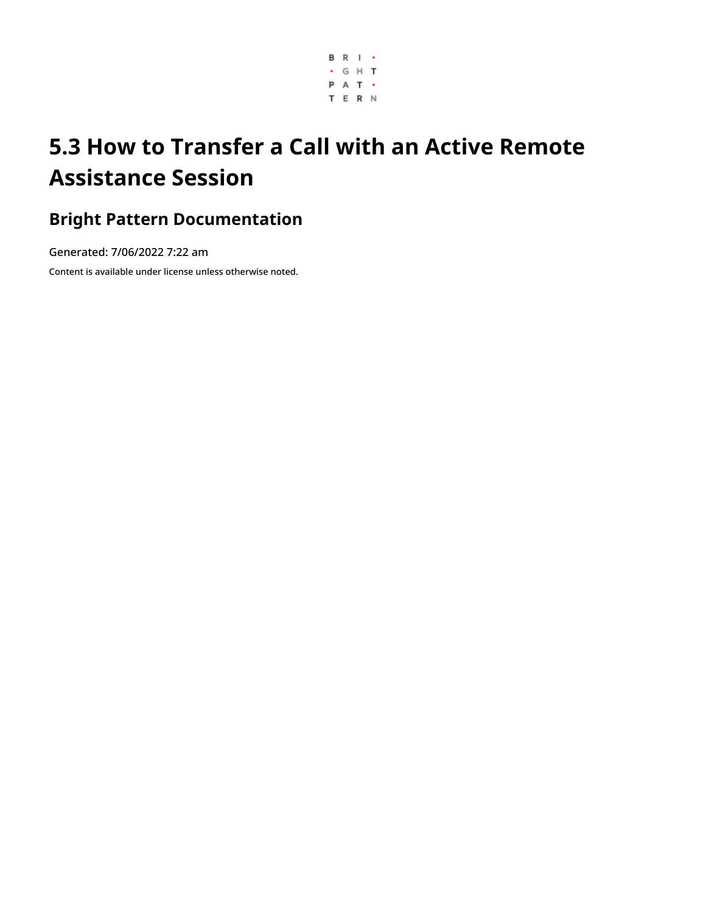# 5.3 How to Transfer a Call with an Active Remote Assistance Session

## Bright Pattern Documentation

Generated: 7/06/2022 7:22 am

Content is available under license unless otherwise noted.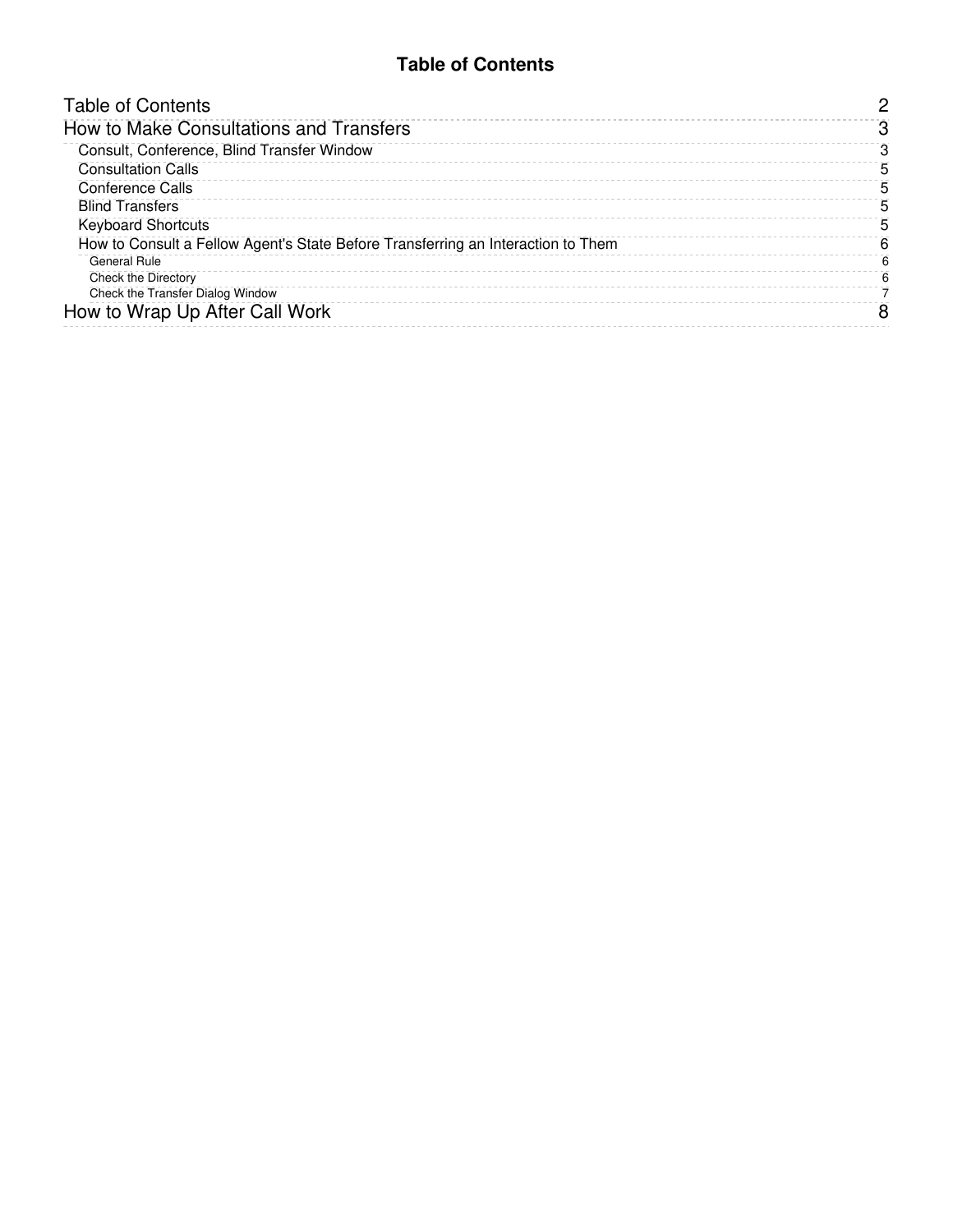# Table of Contents

- Table of Contents ........ 2
- How to Make Consultations and Transfers ........ 3
  - Consult, Conference, Blind Transfer Window ........ 3
  - Consultation Calls ........ 5
  - Conference Calls ........ 5
  - Blind Transfers ........ 5
  - Keyboard Shortcuts ........ 5
  - How to Consult a Fellow Agent's State Before Transferring an Interaction to Them ........ 6
    - General Rule ........ 6
    - Check the Directory ........ 6
    - Check the Transfer Dialog Window ........ 7
- How to Wrap Up After Call Work ........ 8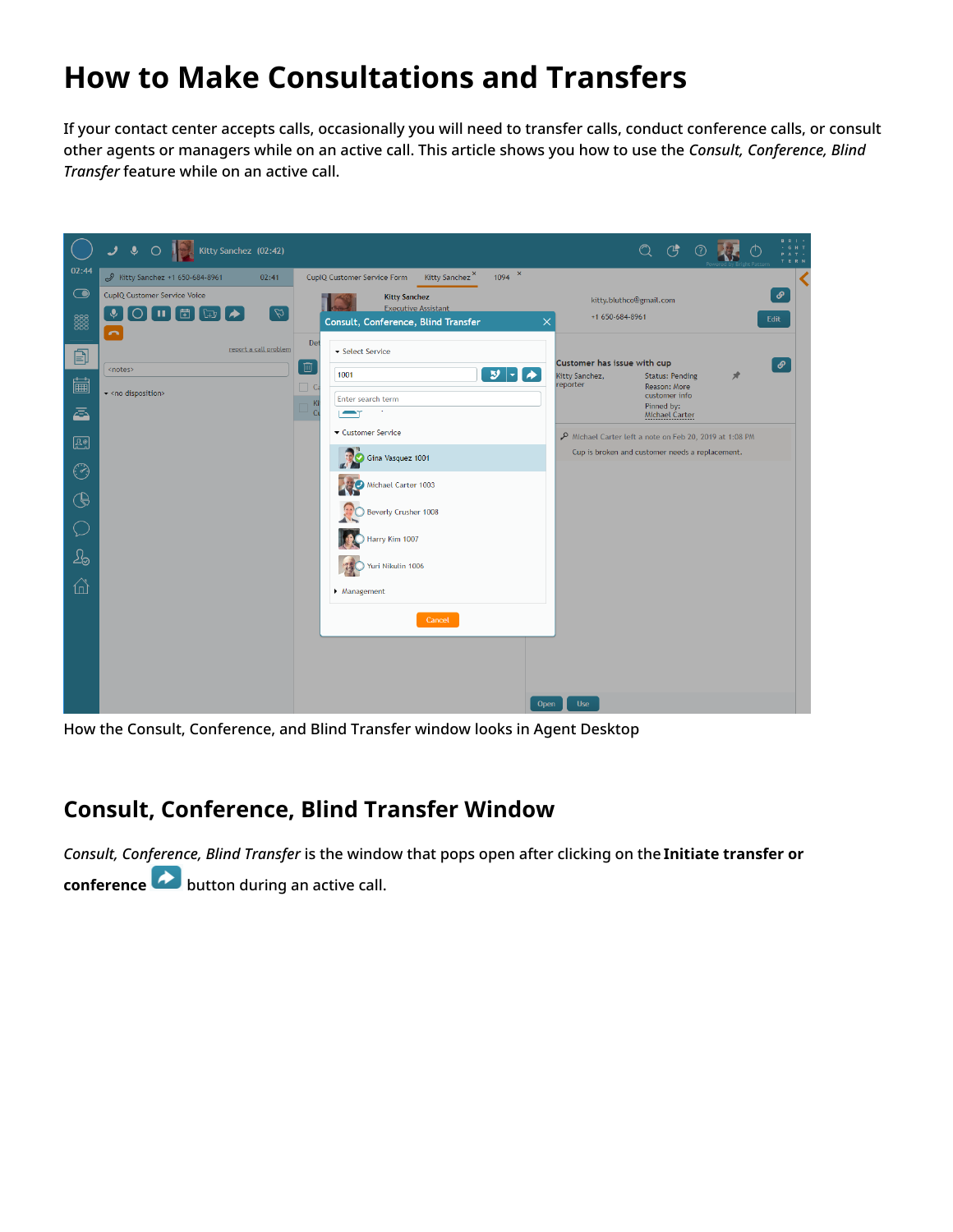# How to Make Consultations and Transfers

If your contact center accepts calls, occasionally you will need to transfer calls, conduct conference calls, or consult other agents or managers while on an active call. This article shows you how to use the *Consult, Conference, Blind Transfer* feature while on an active call.

How the Consult, Conference, and Blind Transfer window looks in Agent Desktop

## Consult, Conference, Blind Transfer Window

*Consult, Conference, Blind Transfer* is the window that pops open after clicking on the **Initiate transfer or conference** button during an active call.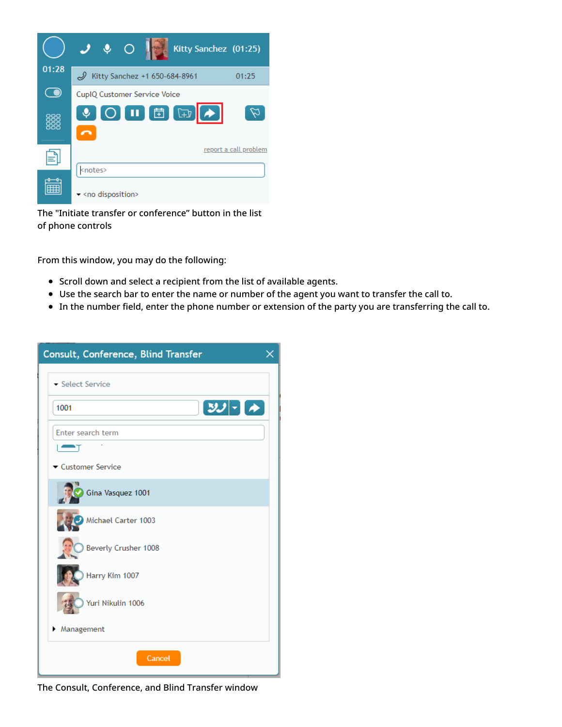The "Initiate transfer or conference" button in the list of phone controls

From this window, you may do the following:

- Scroll down and select a recipient from the list of available agents.
- Use the search bar to enter the name or number of the agent you want to transfer the call to.
- In the number field, enter the phone number or extension of the party you are transferring the call to.

The Consult, Conference, and Blind Transfer window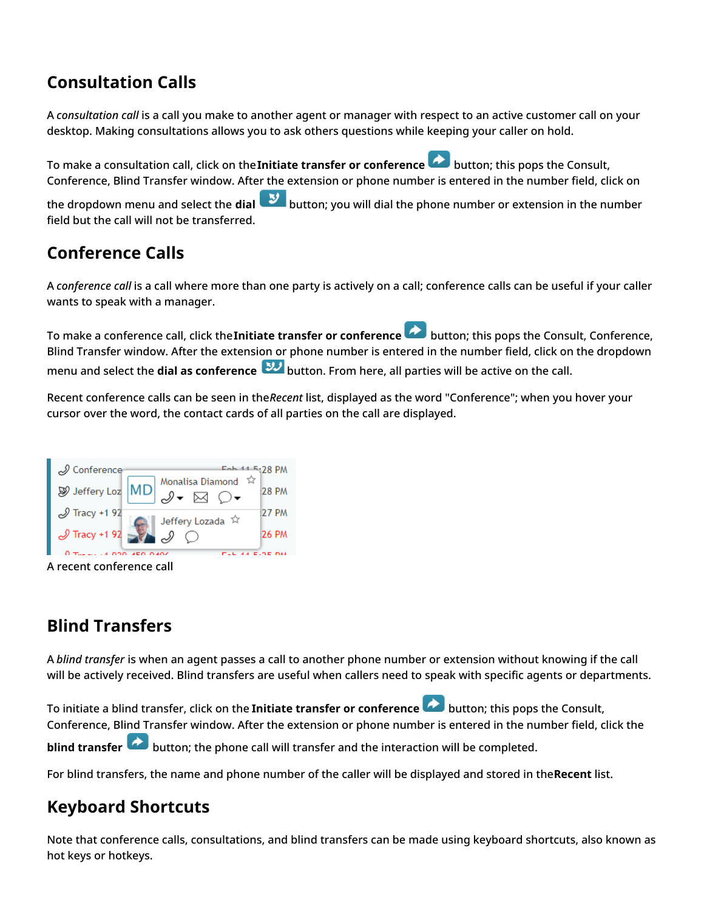## Consultation Calls

A *consultation call* is a call you make to another agent or manager with respect to an active customer call on your desktop. Making consultations allows you to ask others questions while keeping your caller on hold.

To make a consultation call, click on the **Initiate transfer or conference** button; this pops the Consult, Conference, Blind Transfer window. After the extension or phone number is entered in the number field, click on the dropdown menu and select the **dial** button; you will dial the phone number or extension in the number field but the call will not be transferred.

## Conference Calls

A *conference call* is a call where more than one party is actively on a call; conference calls can be useful if your caller wants to speak with a manager.

To make a conference call, click the **Initiate transfer or conference** button; this pops the Consult, Conference, Blind Transfer window. After the extension or phone number is entered in the number field, click on the dropdown menu and select the **dial as conference** button. From here, all parties will be active on the call.

Recent conference calls can be seen in the *Recent* list, displayed as the word "Conference"; when you hover your cursor over the word, the contact cards of all parties on the call are displayed.

A recent conference call

## Blind Transfers

A *blind transfer* is when an agent passes a call to another phone number or extension without knowing if the call will be actively received. Blind transfers are useful when callers need to speak with specific agents or departments.

To initiate a blind transfer, click on the **Initiate transfer or conference** button; this pops the Consult, Conference, Blind Transfer window. After the extension or phone number is entered in the number field, click the **blind transfer** button; the phone call will transfer and the interaction will be completed.

For blind transfers, the name and phone number of the caller will be displayed and stored in the **Recent** list.

## Keyboard Shortcuts

Note that conference calls, consultations, and blind transfers can be made using keyboard shortcuts, also known as hot keys or hotkeys.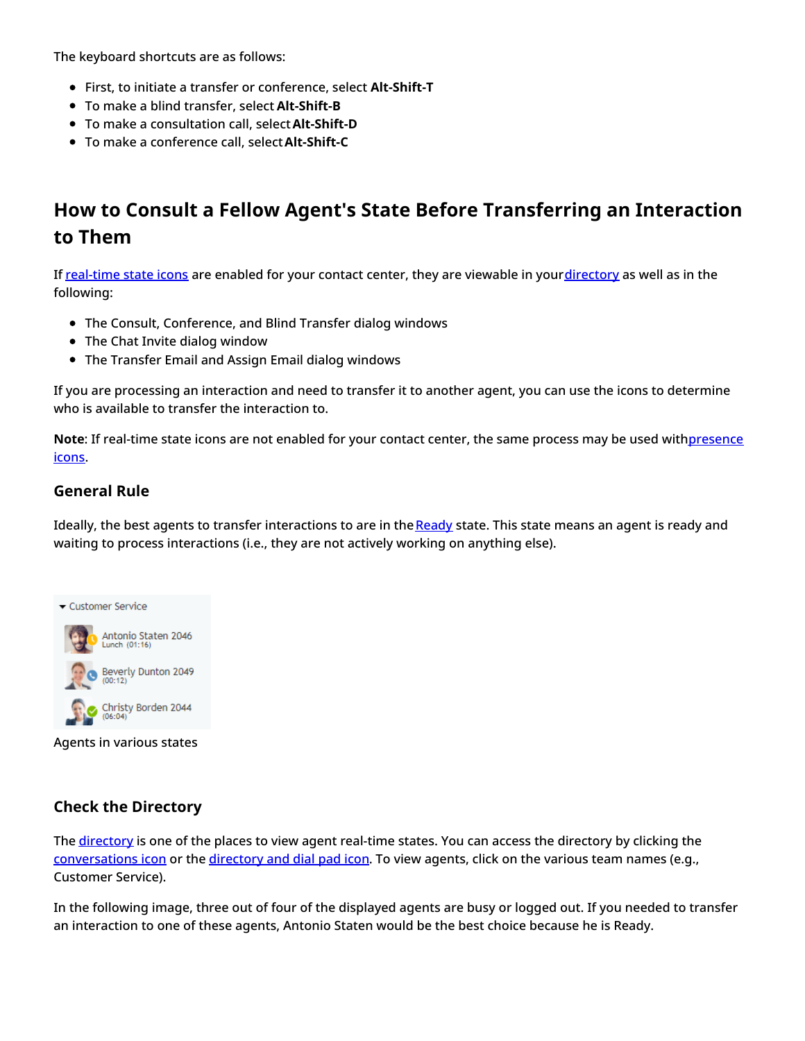The keyboard shortcuts are as follows:

- First, to initiate a transfer or conference, select **Alt-Shift-T**
- To make a blind transfer, select **Alt-Shift-B**
- To make a consultation call, select **Alt-Shift-D**
- To make a conference call, select **Alt-Shift-C**

## How to Consult a Fellow Agent's State Before Transferring an Interaction to Them

If real-time state icons are enabled for your contact center, they are viewable in your directory as well as in the following:

- The Consult, Conference, and Blind Transfer dialog windows
- The Chat Invite dialog window
- The Transfer Email and Assign Email dialog windows

If you are processing an interaction and need to transfer it to another agent, you can use the icons to determine who is available to transfer the interaction to.

**Note**: If real-time state icons are not enabled for your contact center, the same process may be used with presence icons.

### General Rule

Ideally, the best agents to transfer interactions to are in the Ready state. This state means an agent is ready and waiting to process interactions (i.e., they are not actively working on anything else).

Customer Service

Antonio Staten 2046
Lunch (01:16)

Beverly Dunton 2049
(00:12)

Christy Borden 2044
(06:04)

Agents in various states

### Check the Directory

The directory is one of the places to view agent real-time states. You can access the directory by clicking the conversations icon or the directory and dial pad icon. To view agents, click on the various team names (e.g., Customer Service).

In the following image, three out of four of the displayed agents are busy or logged out. If you needed to transfer an interaction to one of these agents, Antonio Staten would be the best choice because he is Ready.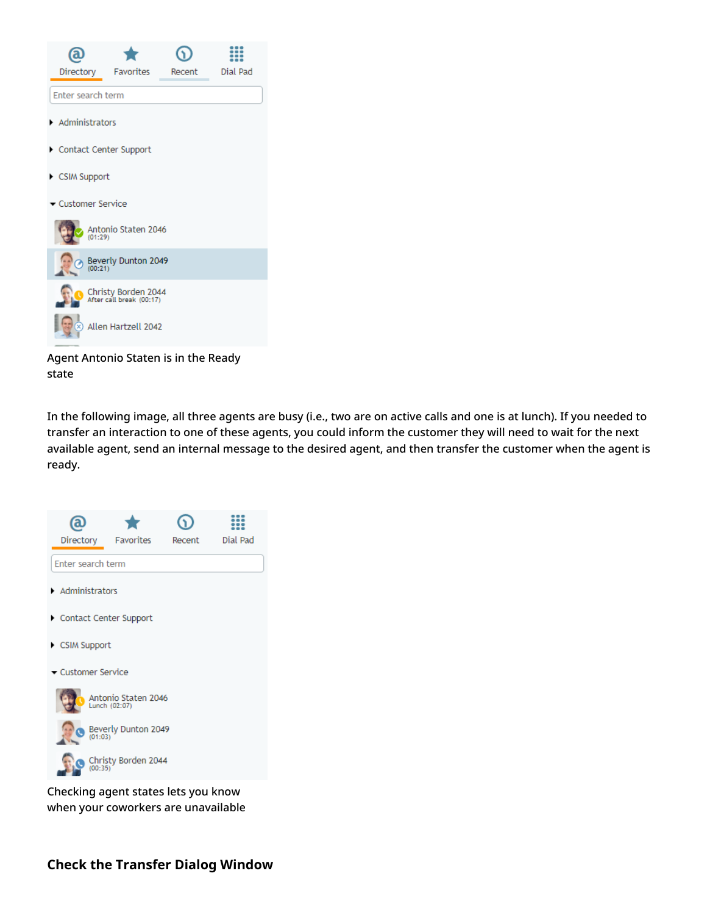Agent Antonio Staten is in the Ready state

In the following image, all three agents are busy (i.e., two are on active calls and one is at lunch). If you needed to transfer an interaction to one of these agents, you could inform the customer they will need to wait for the next available agent, send an internal message to the desired agent, and then transfer the customer when the agent is ready.

Checking agent states lets you know when your coworkers are unavailable

### Check the Transfer Dialog Window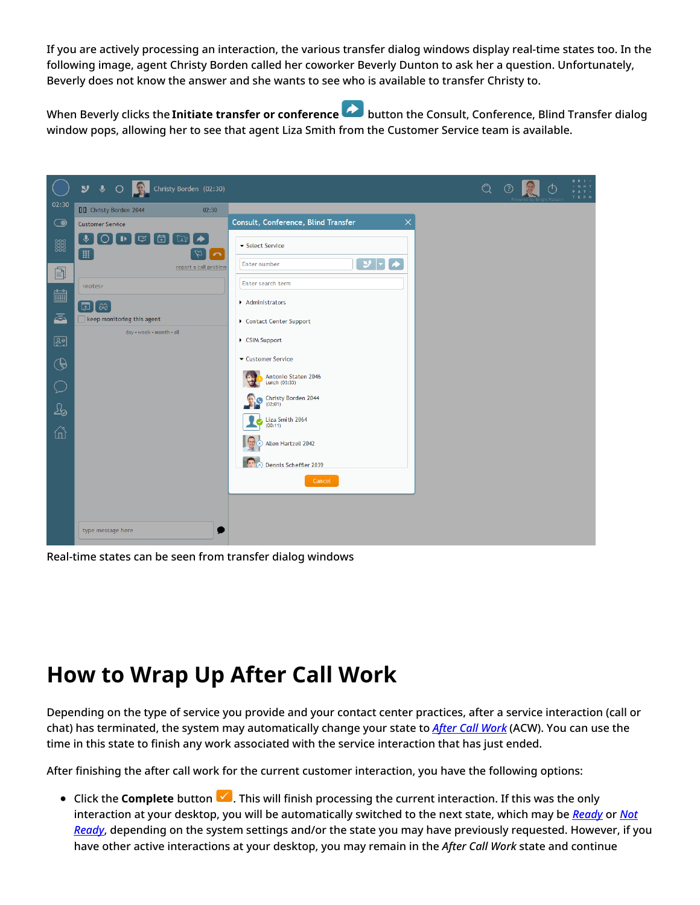If you are actively processing an interaction, the various transfer dialog windows display real-time states too. In the following image, agent Christy Borden called her coworker Beverly Dunton to ask her a question. Unfortunately, Beverly does not know the answer and she wants to see who is available to transfer Christy to.

When Beverly clicks the **Initiate transfer or conference** button the Consult, Conference, Blind Transfer dialog window pops, allowing her to see that agent Liza Smith from the Customer Service team is available.

Real-time states can be seen from transfer dialog windows

# How to Wrap Up After Call Work

Depending on the type of service you provide and your contact center practices, after a service interaction (call or chat) has terminated, the system may automatically change your state to *After Call Work* (ACW). You can use the time in this state to finish any work associated with the service interaction that has just ended.

After finishing the after call work for the current customer interaction, you have the following options:

- Click the **Complete** button . This will finish processing the current interaction. If this was the only interaction at your desktop, you will be automatically switched to the next state, which may be *Ready* or *Not Ready*, depending on the system settings and/or the state you may have previously requested. However, if you have other active interactions at your desktop, you may remain in the *After Call Work* state and continue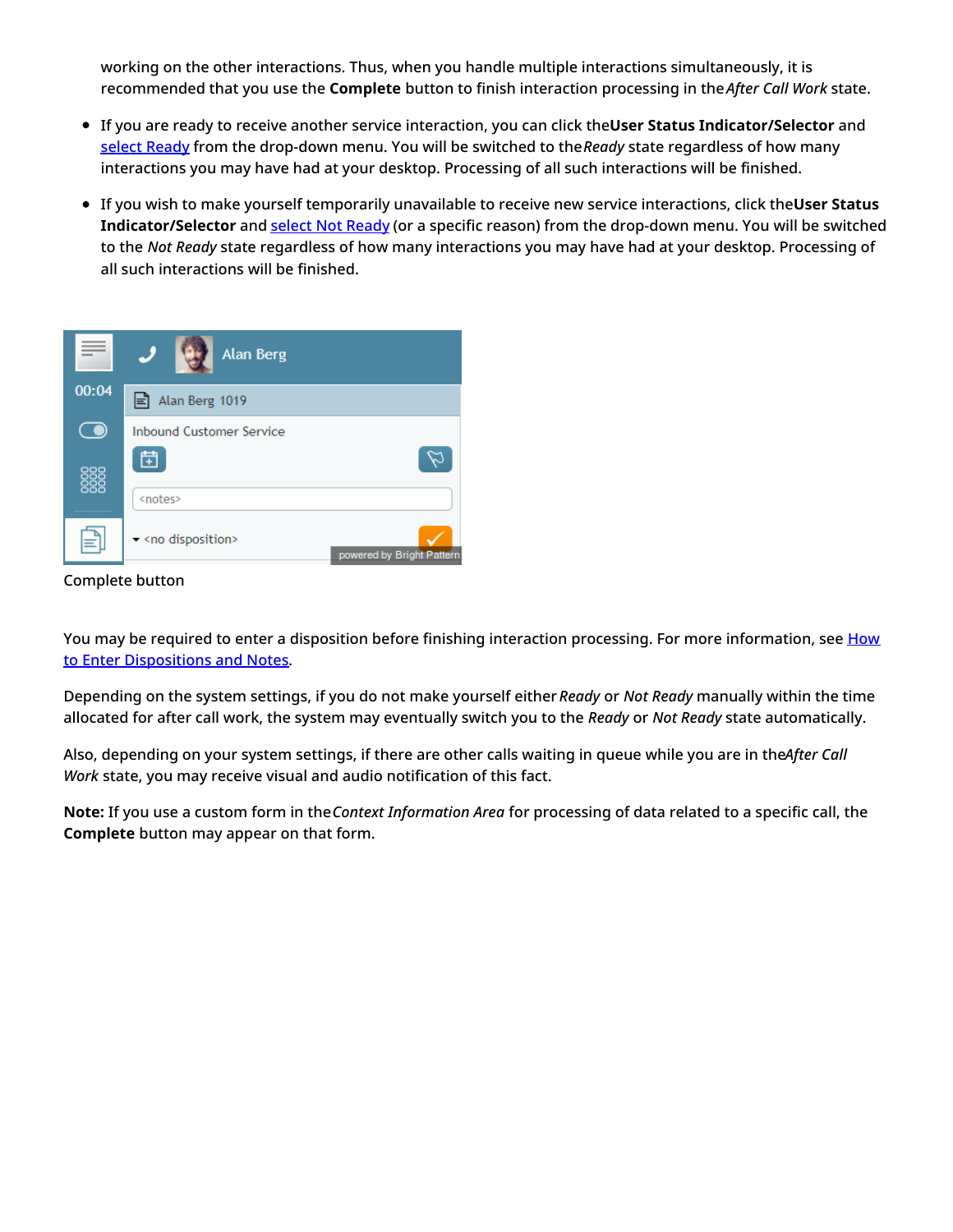working on the other interactions. Thus, when you handle multiple interactions simultaneously, it is recommended that you use the **Complete** button to finish interaction processing in the *After Call Work* state.

- If you are ready to receive another service interaction, you can click the **User Status Indicator/Selector** and select Ready from the drop-down menu. You will be switched to the *Ready* state regardless of how many interactions you may have had at your desktop. Processing of all such interactions will be finished.
- If you wish to make yourself temporarily unavailable to receive new service interactions, click the **User Status Indicator/Selector** and select Not Ready (or a specific reason) from the drop-down menu. You will be switched to the *Not Ready* state regardless of how many interactions you may have had at your desktop. Processing of all such interactions will be finished.

Complete button

You may be required to enter a disposition before finishing interaction processing. For more information, see How to Enter Dispositions and Notes.

Depending on the system settings, if you do not make yourself either *Ready* or *Not Ready* manually within the time allocated for after call work, the system may eventually switch you to the *Ready* or *Not Ready* state automatically.

Also, depending on your system settings, if there are other calls waiting in queue while you are in the *After Call Work* state, you may receive visual and audio notification of this fact.

**Note:** If you use a custom form in the *Context Information Area* for processing of data related to a specific call, the **Complete** button may appear on that form.